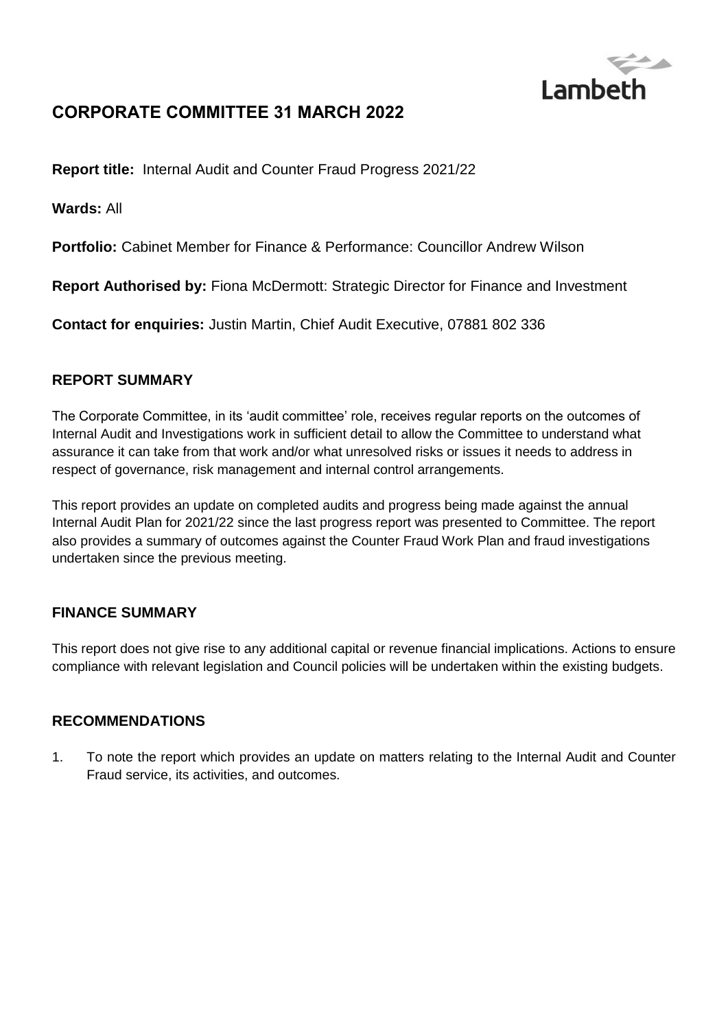Lambeth

# CORPORATE COMMITTEE 31 MARCH 2022

**Report title:** Internal Audit and Counter Fraud Progress 2021/22

**Wards:** All

**Portfolio:** Cabinet Member for Finance & Performance: Councillor Andrew Wilson

**Report Authorised by:** Fiona McDermott: Strategic Director for Finance and Investment

**Contact for enquiries:** Justin Martin, Chief Audit Executive, 07881 802 336

## REPORT SUMMARY

The Corporate Committee, in its 'audit committee' role, receives regular reports on the outcomes of Internal Audit and Investigations work in sufficient detail to allow the Committee to understand what assurance it can take from that work and/or what unresolved risks or issues it needs to address in respect of governance, risk management and internal control arrangements.

This report provides an update on completed audits and progress being made against the annual Internal Audit Plan for 2021/22 since the last progress report was presented to Committee. The report also provides a summary of outcomes against the Counter Fraud Work Plan and fraud investigations undertaken since the previous meeting.

## FINANCE SUMMARY

This report does not give rise to any additional capital or revenue financial implications. Actions to ensure compliance with relevant legislation and Council policies will be undertaken within the existing budgets.

## RECOMMENDATIONS

1. To note the report which provides an update on matters relating to the Internal Audit and Counter Fraud service, its activities, and outcomes.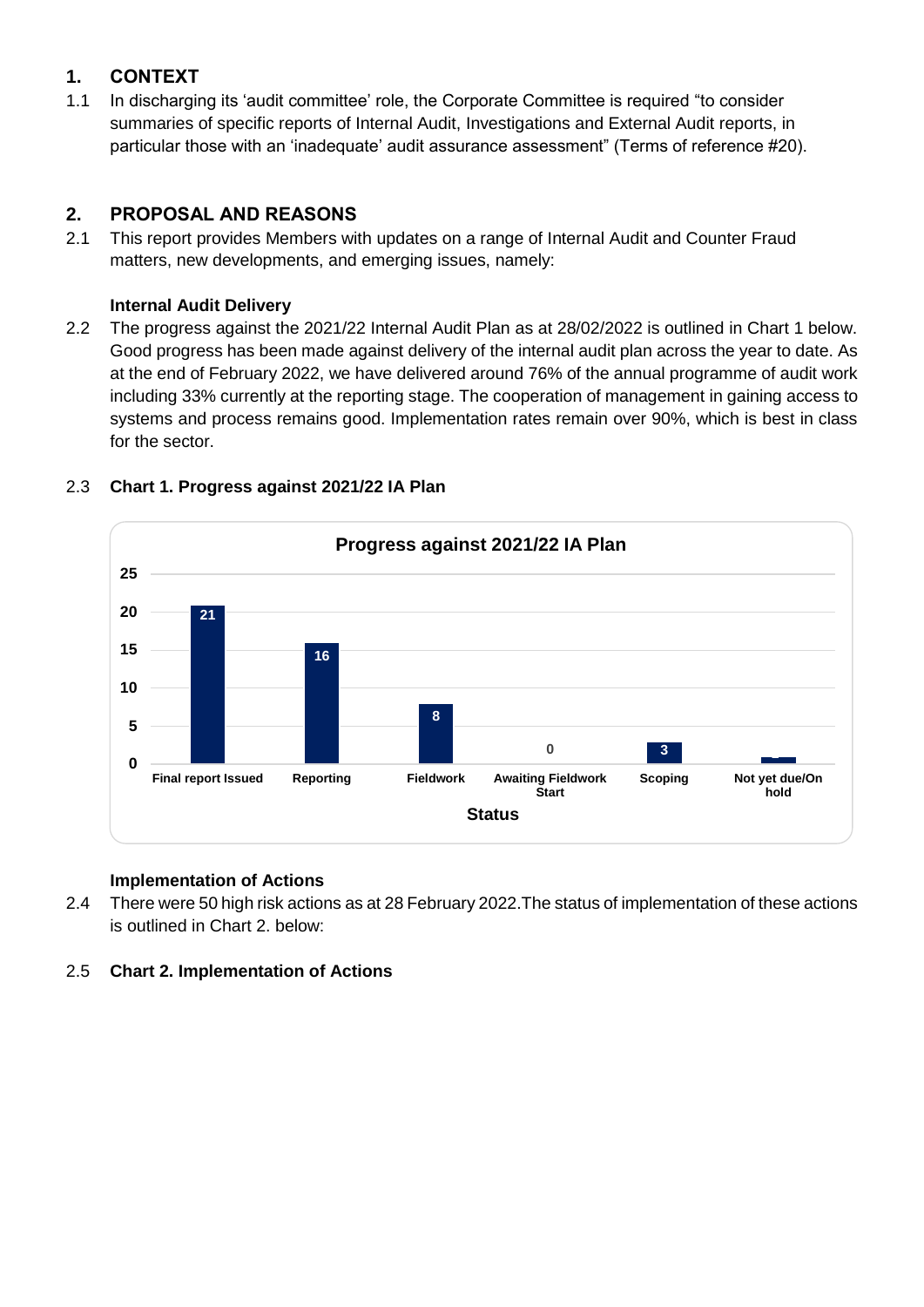## 1. CONTEXT

1.1 In discharging its 'audit committee' role, the Corporate Committee is required "to consider summaries of specific reports of Internal Audit, Investigations and External Audit reports, in particular those with an 'inadequate' audit assurance assessment" (Terms of reference #20).

## 2. PROPOSAL AND REASONS

2.1 This report provides Members with updates on a range of Internal Audit and Counter Fraud matters, new developments, and emerging issues, namely:

**Internal Audit Delivery**

2.2 The progress against the 2021/22 Internal Audit Plan as at 28/02/2022 is outlined in Chart 1 below. Good progress has been made against delivery of the internal audit plan across the year to date. As at the end of February 2022, we have delivered around 76% of the annual programme of audit work including 33% currently at the reporting stage. The cooperation of management in gaining access to systems and process remains good. Implementation rates remain over 90%, which is best in class for the sector.

2.3 **Chart 1. Progress against 2021/22 IA Plan**

**Progress against 2021/22 IA Plan**

| Status | Number |
|---|---|
| Final report Issued | 21 |
| Reporting | 16 |
| Fieldwork | 8 |
| Awaiting Fieldwork Start | 0 |
| Scoping | 3 |
| Not yet due/On hold | 1 |

**Implementation of Actions**

2.4 There were 50 high risk actions as at 28 February 2022.The status of implementation of these actions is outlined in Chart 2. below:

2.5 **Chart 2. Implementation of Actions**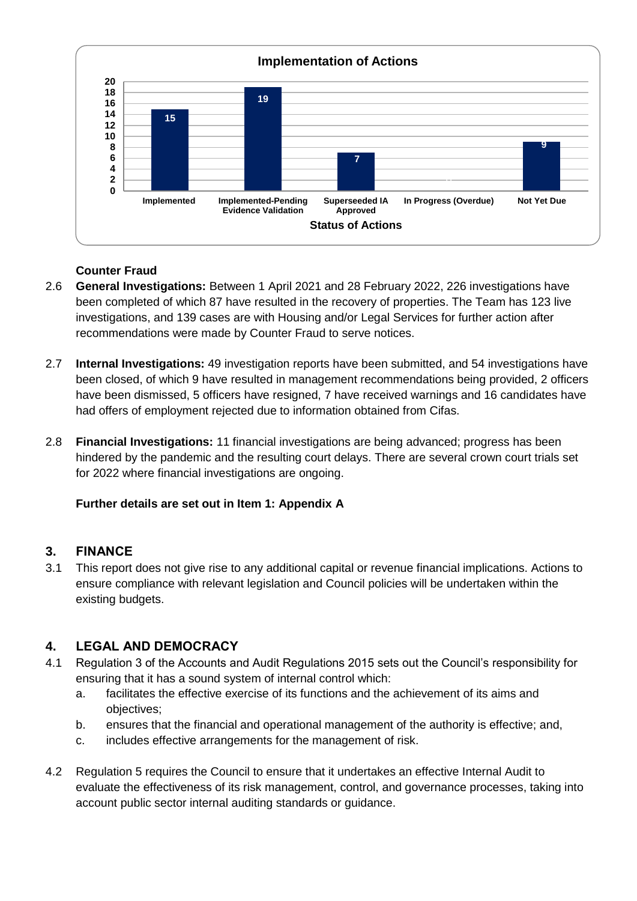**Implementation of Actions**

| Status of Actions | Number |
|---|---|
| Implemented | 15 |
| Implemented-Pending Evidence Validation | 19 |
| Superseeded IA Approved | 7 |
| In Progress (Overdue) | |
| Not Yet Due | 9 |

**Counter Fraud**

2.6 **General Investigations:** Between 1 April 2021 and 28 February 2022, 226 investigations have been completed of which 87 have resulted in the recovery of properties. The Team has 123 live investigations, and 139 cases are with Housing and/or Legal Services for further action after recommendations were made by Counter Fraud to serve notices.

2.7 **Internal Investigations:** 49 investigation reports have been submitted, and 54 investigations have been closed, of which 9 have resulted in management recommendations being provided, 2 officers have been dismissed, 5 officers have resigned, 7 have received warnings and 16 candidates have had offers of employment rejected due to information obtained from Cifas.

2.8 **Financial Investigations:** 11 financial investigations are being advanced; progress has been hindered by the pandemic and the resulting court delays. There are several crown court trials set for 2022 where financial investigations are ongoing.

**Further details are set out in Item 1: Appendix A**

## 3. FINANCE

3.1 This report does not give rise to any additional capital or revenue financial implications. Actions to ensure compliance with relevant legislation and Council policies will be undertaken within the existing budgets.

## 4. LEGAL AND DEMOCRACY

4.1 Regulation 3 of the Accounts and Audit Regulations 2015 sets out the Council's responsibility for ensuring that it has a sound system of internal control which:

a. facilitates the effective exercise of its functions and the achievement of its aims and objectives;

b. ensures that the financial and operational management of the authority is effective; and,

c. includes effective arrangements for the management of risk.

4.2 Regulation 5 requires the Council to ensure that it undertakes an effective Internal Audit to evaluate the effectiveness of its risk management, control, and governance processes, taking into account public sector internal auditing standards or guidance.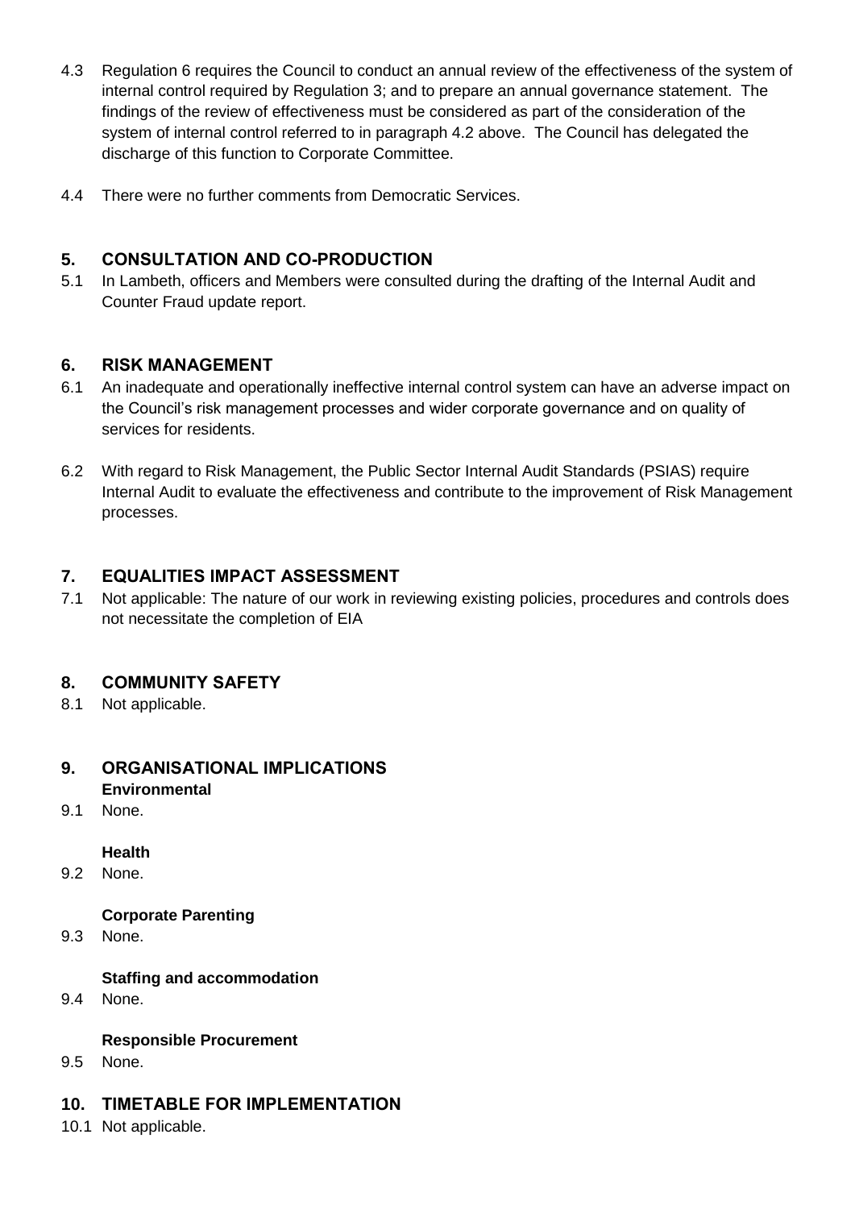4.3 Regulation 6 requires the Council to conduct an annual review of the effectiveness of the system of internal control required by Regulation 3; and to prepare an annual governance statement. The findings of the review of effectiveness must be considered as part of the consideration of the system of internal control referred to in paragraph 4.2 above. The Council has delegated the discharge of this function to Corporate Committee.

4.4 There were no further comments from Democratic Services.

## 5. CONSULTATION AND CO-PRODUCTION

5.1 In Lambeth, officers and Members were consulted during the drafting of the Internal Audit and Counter Fraud update report.

## 6. RISK MANAGEMENT

6.1 An inadequate and operationally ineffective internal control system can have an adverse impact on the Council's risk management processes and wider corporate governance and on quality of services for residents.

6.2 With regard to Risk Management, the Public Sector Internal Audit Standards (PSIAS) require Internal Audit to evaluate the effectiveness and contribute to the improvement of Risk Management processes.

## 7. EQUALITIES IMPACT ASSESSMENT

7.1 Not applicable: The nature of our work in reviewing existing policies, procedures and controls does not necessitate the completion of EIA

## 8. COMMUNITY SAFETY

8.1 Not applicable.

## 9. ORGANISATIONAL IMPLICATIONS

**Environmental**

9.1 None.

**Health**

9.2 None.

**Corporate Parenting**

9.3 None.

**Staffing and accommodation**

9.4 None.

**Responsible Procurement**

9.5 None.

## 10. TIMETABLE FOR IMPLEMENTATION

10.1 Not applicable.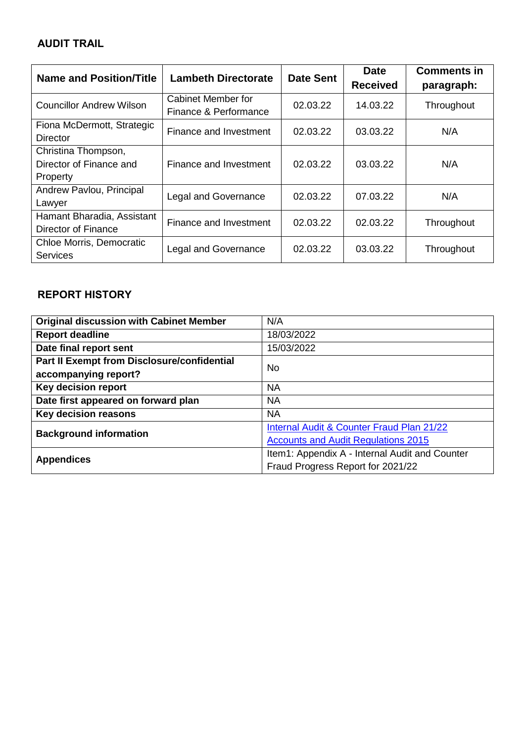## AUDIT TRAIL

| Name and Position/Title | Lambeth Directorate | Date Sent | Date Received | Comments in paragraph: |
|---|---|---|---|---|
| Councillor Andrew Wilson | Cabinet Member for Finance & Performance | 02.03.22 | 14.03.22 | Throughout |
| Fiona McDermott, Strategic Director | Finance and Investment | 02.03.22 | 03.03.22 | N/A |
| Christina Thompson, Director of Finance and Property | Finance and Investment | 02.03.22 | 03.03.22 | N/A |
| Andrew Pavlou, Principal Lawyer | Legal and Governance | 02.03.22 | 07.03.22 | N/A |
| Hamant Bharadia, Assistant Director of Finance | Finance and Investment | 02.03.22 | 02.03.22 | Throughout |
| Chloe Morris, Democratic Services | Legal and Governance | 02.03.22 | 03.03.22 | Throughout |

## REPORT HISTORY

| | |
|---|---|
| **Original discussion with Cabinet Member** | N/A |
| **Report deadline** | 18/03/2022 |
| **Date final report sent** | 15/03/2022 |
| **Part II Exempt from Disclosure/confidential accompanying report?** | No |
| **Key decision report** | NA |
| **Date first appeared on forward plan** | NA |
| **Key decision reasons** | NA |
| **Background information** | Internal Audit & Counter Fraud Plan 21/22<br>Accounts and Audit Regulations 2015 |
| **Appendices** | Item1: Appendix A - Internal Audit and Counter Fraud Progress Report for 2021/22 |